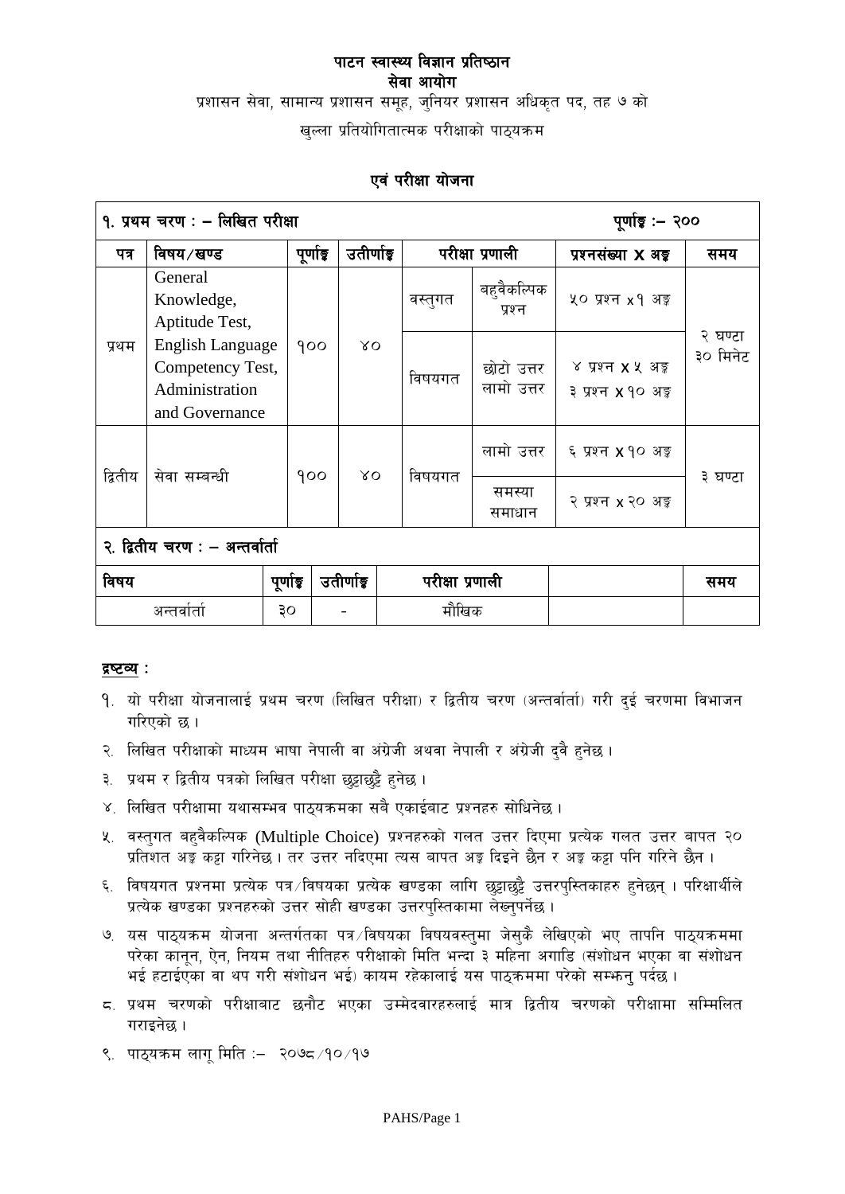# पाटन स्वास्थ्य विज्ञान प्रतिष्ठान

## सेवा आयोग

प्रशासन सेवा, सामान्य प्रशासन समूह, जुनियर प्रशासन अधिकृत पद, तह ७ को

खुल्ला प्रतियोगितात्मक परीक्षाको पाठ्यक्रम

### एवं परीक्षा योजना

**१. प्रथम चरण : – लिखित परीक्षा** **पूर्णाङ्क :– २००**

| पत्र | विषय/खण्ड | पूर्णाङ्क | उतीर्णाङ्क | परीक्षा प्रणाली | | प्रश्नसंख्या X अङ्क | समय |
|---|---|---|---|---|---|---|---|
| प्रथम | General Knowledge, Aptitude Test, English Language Competency Test, Administration and Governance | १०० | ४० | वस्तुगत | बहुवैकल्पिक प्रश्न | ५० प्रश्न x१ अङ्क | २ घण्टा ३० मिनेट |
| | | | | विषयगत | छोटो उत्तर लामो उत्तर | ४ प्रश्न X ५ अङ्क ३ प्रश्न X १० अङ्क | |
| द्वितीय | सेवा सम्बन्धी | १०० | ४० | विषयगत | लामो उत्तर | ६ प्रश्न X १० अङ्क | ३ घण्टा |
| | | | | | समस्या समाधान | २ प्रश्न x २० अङ्क | |

**२. द्वितीय चरण : – अन्तर्वार्ता**

| विषय | पूर्णाङ्क | उतीर्णाङ्क | परीक्षा प्रणाली | | समय |
|---|---|---|---|---|---|
| अन्तर्वार्ता | ३० | - | मौखिक | | |

**द्रष्टव्य :**

१. यो परीक्षा योजनालाई प्रथम चरण (लिखित परीक्षा) र द्वितीय चरण (अन्तर्वार्ता) गरी दुई चरणमा विभाजन गरिएको छ ।

२. लिखित परीक्षाको माध्यम भाषा नेपाली वा अंग्रेजी अथवा नेपाली र अंग्रेजी दुवै हुनेछ ।

३. प्रथम र द्वितीय पत्रको लिखित परीक्षा छुट्टाछुट्टै हुनेछ ।

४. लिखित परीक्षामा यथासम्भव पाठ्यक्रमका सबै एकाईबाट प्रश्नहरु सोधिनेछ ।

५. वस्तुगत बहुवैकल्पिक (Multiple Choice) प्रश्नहरुको गलत उत्तर दिएमा प्रत्येक गलत उत्तर बापत २० प्रतिशत अङ्क कट्टा गरिनेछ । तर उत्तर नदिएमा त्यस बापत अङ्क दिइने छैन र अङ्क कट्टा पनि गरिने छैन ।

६. विषयगत प्रश्नमा प्रत्येक पत्र/विषयका प्रत्येक खण्डका लागि छुट्टाछुट्टै उत्तरपुस्तिकाहरु हुनेछन् । परिक्षार्थीले प्रत्येक खण्डका प्रश्नहरुको उत्तर सोही खण्डका उत्तरपुस्तिकामा लेख्नुपर्नेछ ।

७. यस पाठ्यक्रम योजना अन्तर्गतका पत्र/विषयका विषयवस्तुमा जेसुकै लेखिएको भए तापनि पाठ्यक्रममा परेका कानून, ऐन, नियम तथा नीतिहरु परीक्षाको मिति भन्दा ३ महिना अगाडि (संशोधन भएका वा संशोधन भई हटाईएका वा थप गरी संशोधन भई) कायम रहेकालाई यस पाठ्कममा परेको सम्झनु पर्दछ ।

८. प्रथम चरणको परीक्षाबाट छनौट भएका उम्मेदवारहरुलाई मात्र द्वितीय चरणको परीक्षामा सम्मिलित गराइनेछ ।

९. पाठ्यक्रम लागू मिति :– २०७८/१०/१७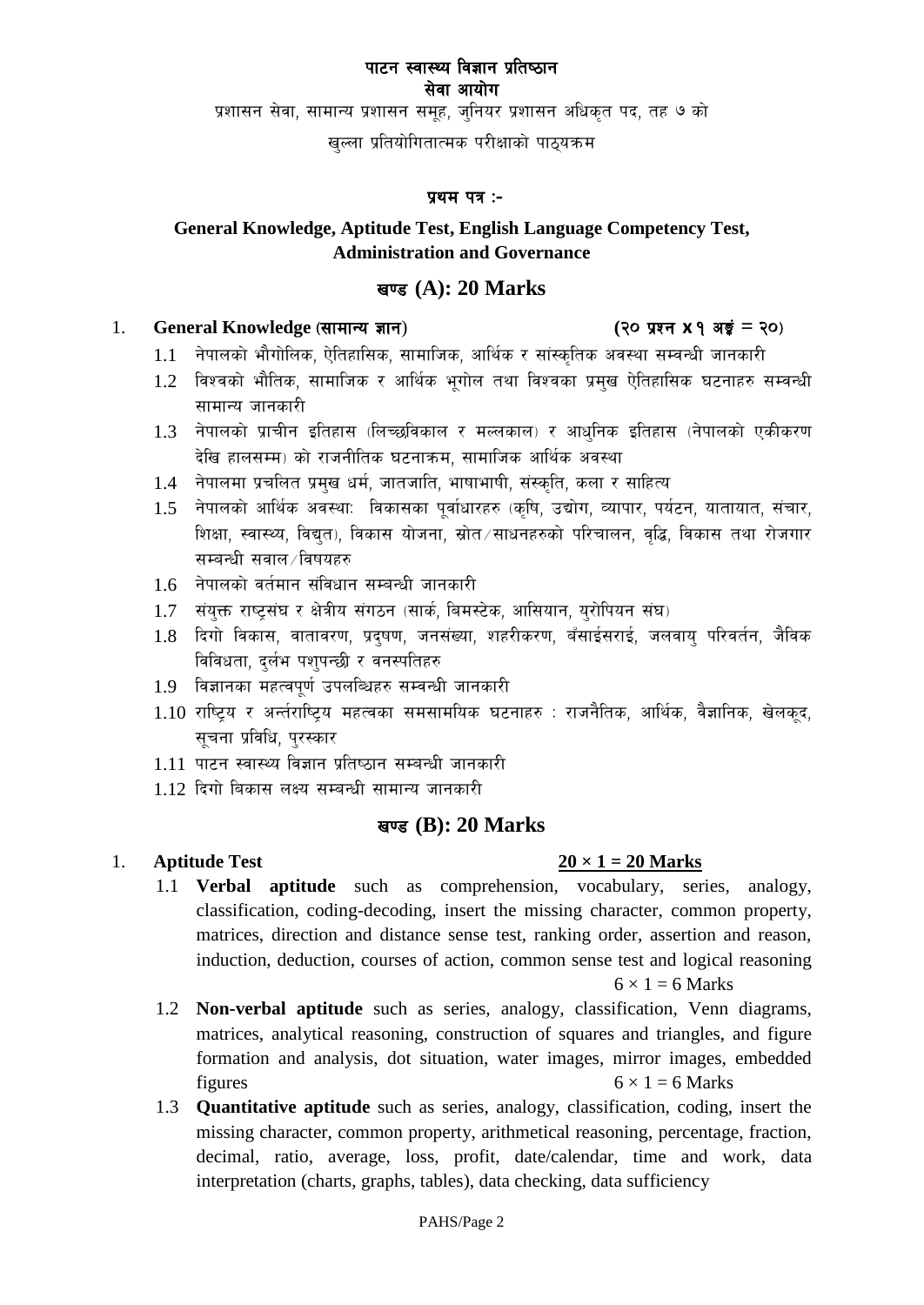# पाटन स्वास्थ्य विज्ञान प्रतिष्ठान

## सेवा आयोग

प्रशासन सेवा, सामान्य प्रशासन समूह, जुनियर प्रशासन अधिकृत पद, तह ७ को

खुल्ला प्रतियोगितात्मक परीक्षाको पाठ्यक्रम

### प्रथम पत्र :-

### General Knowledge, Aptitude Test, English Language Competency Test, Administration and Governance

## खण्ड (A): 20 Marks

1. **General Knowledge (सामान्य ज्ञान)** **(२० प्रश्न x १ अङ्क = २०)**

   1.1 नेपालको भौगोलिक, ऐतिहासिक, सामाजिक, आर्थिक र सांस्कृतिक अवस्था सम्बन्धी जानकारी

   1.2 विश्वको भौतिक, सामाजिक र आर्थिक भूगोल तथा विश्वका प्रमुख ऐतिहासिक घटनाहरु सम्बन्धी सामान्य जानकारी

   1.3 नेपालको प्राचीन इतिहास (लिच्छविकाल र मल्लकाल) र आधुनिक इतिहास (नेपालको एकीकरण देखि हालसम्म) को राजनीतिक घटनाक्रम, सामाजिक आर्थिक अवस्था

   1.4 नेपालमा प्रचलित प्रमुख धर्म, जातजाति, भाषाभाषी, संस्कृति, कला र साहित्य

   1.5 नेपालको आर्थिक अवस्थाः विकासका पूर्वाधारहरु (कृषि, उद्योग, व्यापार, पर्यटन, यातायात, संचार, शिक्षा, स्वास्थ्य, विद्युत), विकास योजना, स्रोत/साधनहरुको परिचालन, वृद्धि, विकास तथा रोजगार सम्बन्धी सवाल/विषयहरु

   1.6 नेपालको वर्तमान संविधान सम्बन्धी जानकारी

   1.7 संयुक्त राष्ट्रसंघ र क्षेत्रीय संगठन (सार्क, बिमस्टेक, आसियान, युरोपियन संघ)

   1.8 दिगो विकास, वातावरण, प्रदुषण, जनसंख्या, शहरीकरण, बँसाईसराई, जलवायु परिवर्तन, जैविक विविधता, दुर्लभ पशुपन्छी र वनस्पतिहरु

   1.9 विज्ञानका महत्वपूर्ण उपलब्धिहरु सम्बन्धी जानकारी

   1.10 राष्ट्रिय र अन्तर्राष्ट्रिय महत्वका समसामयिक घटनाहरु : राजनैतिक, आर्थिक, वैज्ञानिक, खेलकूद, सूचना प्रविधि, पुरस्कार

   1.11 पाटन स्वास्थ्य विज्ञान प्रतिष्ठान सम्बन्धी जानकारी

   1.12 दिगो बिकास लक्ष्य सम्बन्धी सामान्य जानकारी

## खण्ड (B): 20 Marks

1. **Aptitude Test** **<u>20 × 1 = 20 Marks</u>**

   1.1 **Verbal aptitude** such as comprehension, vocabulary, series, analogy, classification, coding-decoding, insert the missing character, common property, matrices, direction and distance sense test, ranking order, assertion and reason, induction, deduction, courses of action, common sense test and logical reasoning
   6 × 1 = 6 Marks

   1.2 **Non-verbal aptitude** such as series, analogy, classification, Venn diagrams, matrices, analytical reasoning, construction of squares and triangles, and figure formation and analysis, dot situation, water images, mirror images, embedded figures
   6 × 1 = 6 Marks

   1.3 **Quantitative aptitude** such as series, analogy, classification, coding, insert the missing character, common property, arithmetical reasoning, percentage, fraction, decimal, ratio, average, loss, profit, date/calendar, time and work, data interpretation (charts, graphs, tables), data checking, data sufficiency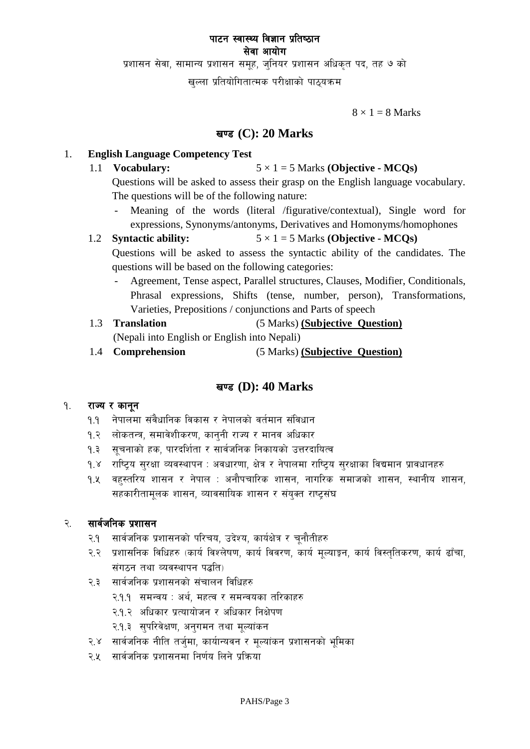**पाटन स्वास्थ्य विज्ञान प्रतिष्ठान**
**सेवा आयोग**

प्रशासन सेवा, सामान्य प्रशासन समूह, जुनियर प्रशासन अधिकृत पद, तह ७ को

खुल्ला प्रतियोगितात्मक परीक्षाको पाठ्यक्रम

$8 \times 1 = 8$ Marks

## खण्ड (C): 20 Marks

1. **English Language Competency Test**

   1.1 **Vocabulary:** $5 \times 1 = 5$ Marks **(Objective - MCQs)**

   Questions will be asked to assess their grasp on the English language vocabulary. The questions will be of the following nature:

   - Meaning of the words (literal /figurative/contextual), Single word for expressions, Synonyms/antonyms, Derivatives and Homonyms/homophones

   1.2 **Syntactic ability:** $5 \times 1 = 5$ Marks **(Objective - MCQs)**

   Questions will be asked to assess the syntactic ability of the candidates. The questions will be based on the following categories:

   - Agreement, Tense aspect, Parallel structures, Clauses, Modifier, Conditionals, Phrasal expressions, Shifts (tense, number, person), Transformations, Varieties, Prepositions / conjunctions and Parts of speech

   1.3 **Translation** (5 Marks) **<u>(Subjective Question)</u>**

   (Nepali into English or English into Nepali)

   1.4 **Comprehension** (5 Marks) **<u>(Subjective Question)</u>**

## खण्ड (D): 40 Marks

१. **राज्य र कानून**

   १.१ नेपालमा संवैधानिक विकास र नेपालको वर्तमान संविधान

   १.२ लोकतन्त्र, समावेशीकरण, कानुनी राज्य र मानव अधिकार

   १.३ सूचनाको हक, पारदर्शिता र सार्वजनिक निकायको उत्तरदायित्व

   १.४ राष्ट्रिय सुरक्षा व्यवस्थापन : अवधारणा, क्षेत्र र नेपालमा राष्ट्रिय सुरक्षाका विद्यमान प्रावधानहरु

   १.५ वहुस्तरिय शासन र नेपाल : अनौपचारिक शासन, नागरिक समाजको शासन, स्थानीय शासन, सहकारीतामूलक शासन, व्यावसायिक शासन र संयुक्त राष्ट्रसंघ

२. **सार्वजनिक प्रशासन**

   २.१ सार्वजनिक प्रशासनको परिचय, उदेश्य, कार्यक्षेत्र र चूनौतीहरु

   २.२ प्रशासनिक विधिहरु (कार्य विश्लेषण, कार्य विवरण, कार्य मूल्याङ्कन, कार्य विस्तृतिकरण, कार्य ढाँचा, संगठन तथा व्यवस्थापन पद्धति)

   २.३ सार्वजनिक प्रशासनको संचालन विधिहरु

      २.१.१ समन्वय : अर्थ, महत्व र समन्वयका तरिकाहरु

      २.१.२ अधिकार प्रत्यायोजन र अधिकार निक्षेपण

      २.१.३ सुपरिवेक्षण, अनुगमन तथा मूल्यांकन

   २.४ सार्वजनिक नीति तर्जुमा, कार्यान्यवन र मूल्यांकन प्रशासनको भूमिका

   २.५ सार्वजनिक प्रशासनमा निर्णय लिने प्रक्रिया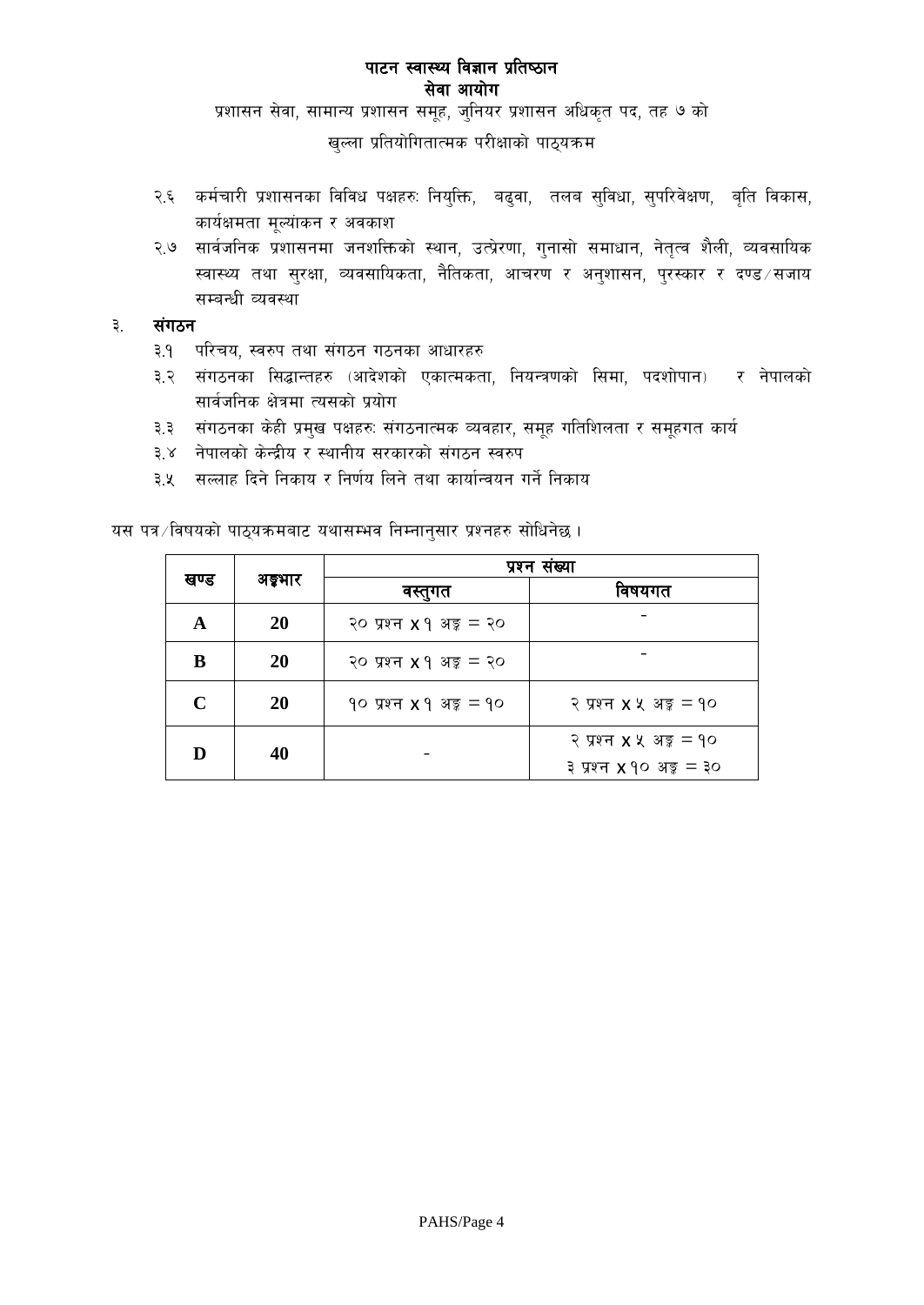# पाटन स्वास्थ्य विज्ञान प्रतिष्ठान
## सेवा आयोग

प्रशासन सेवा, सामान्य प्रशासन समूह, जुनियर प्रशासन अधिकृत पद, तह ७ को

खुल्ला प्रतियोगितात्मक परीक्षाको पाठ्यक्रम

२.६ कर्मचारी प्रशासनका विविध पक्षहरुः नियुक्ति, बढुवा, तलब सुविधा, सुपरिवेक्षण, बृति विकास, कार्यक्षमता मूल्यांकन र अवकाश

२.७ सार्वजनिक प्रशासनमा जनशक्तिको स्थान, उत्प्रेरणा, गुनासो समाधान, नेतृत्व शैली, व्यवसायिक स्वास्थ्य तथा सुरक्षा, व्यवसायिकता, नैतिकता, आचरण र अनुशासन, पुरस्कार र दण्ड/सजाय सम्बन्धी व्यवस्था

### ३. संगठन

३.१ परिचय, स्वरुप तथा संगठन गठनका आधारहरु

३.२ संगठनका सिद्धान्तहरु (आदेशको एकात्मकता, नियन्त्रणको सिमा, पदशोपान) र नेपालको सार्वजनिक क्षेत्रमा त्यसको प्रयोग

३.३ संगठनका केही प्रमुख पक्षहरुः संगठनात्मक व्यवहार, समूह गतिशिलता र समूहगत कार्य

३.४ नेपालको केन्द्रीय र स्थानीय सरकारको संगठन स्वरुप

३.५ सल्लाह दिने निकाय र निर्णय लिने तथा कार्यान्वयन गर्ने निकाय

यस पत्र/विषयको पाठ्यक्रमबाट यथासम्भव निम्नानुसार प्रश्नहरु सोधिनेछ ।

| खण्ड | अङ्कभार | प्रश्न संख्या | |
|---|---|---|---|
| | | वस्तुगत | विषयगत |
| A | 20 | २० प्रश्न x १ अङ्क = २० | - |
| B | 20 | २० प्रश्न x १ अङ्क = २० | - |
| C | 20 | १० प्रश्न x १ अङ्क = १० | २ प्रश्न x ५ अङ्क = १० |
| D | 40 | - | २ प्रश्न x ५ अङ्क = १०<br>३ प्रश्न x १० अङ्क = ३० |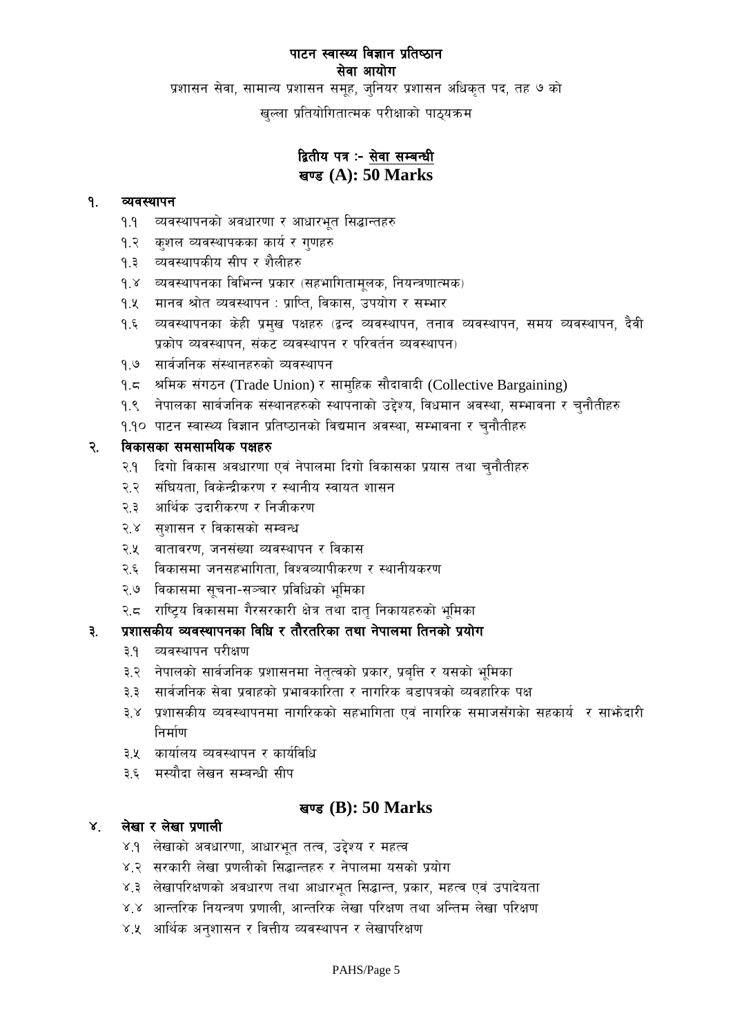**पाटन स्वास्थ्य विज्ञान प्रतिष्ठान**

**सेवा आयोग**

प्रशासन सेवा, सामान्य प्रशासन समूह, जुनियर प्रशासन अधिकृत पद, तह ७ को

खुल्ला प्रतियोगितात्मक परीक्षाको पाठ्यक्रम

## द्वितीय पत्र :- सेवा सम्बन्धी

## खण्ड (A): 50 Marks

### १. व्यवस्थापन

१.१ व्यवस्थापनको अवधारणा र आधारभूत सिद्धान्तहरु

१.२ कुशल व्यवस्थापकका कार्य र गुणहरु

१.३ व्यवस्थापकीय सीप र शैलीहरु

१.४ व्यवस्थापनका विभिन्न प्रकार (सहभागितामूलक, नियन्त्रणात्मक)

१.५ मानव श्रोत व्यवस्थापन : प्राप्ति, विकास, उपयोग र सम्भार

१.६ व्यवस्थापनका केही प्रमुख पक्षहरु (द्वन्द व्यवस्थापन, तनाव व्यवस्थापन, समय व्यवस्थापन, दैवी प्रकोप व्यवस्थापन, संकट व्यवस्थापन र परिवर्तन व्यवस्थापन)

१.७ सार्वजनिक संस्थानहरुको व्यवस्थापन

१.८ श्रमिक संगठन (Trade Union) र सामुहिक सौदावादी (Collective Bargaining)

१.९ नेपालका सार्वजनिक संस्थानहरुको स्थापनाको उद्देश्य, विधमान अवस्था, सम्भावना र चुनौतीहरु

१.१० पाटन स्वास्थ्य विज्ञान प्रतिष्ठानको विद्यमान अवस्था, सम्भावना र चुनौतीहरु

### २. विकासका समसामयिक पक्षहरु

२.१ दिगो विकास अवधारणा एवं नेपालमा दिगो विकासका प्रयास तथा चुनौतीहरु

२.२ संघियता, विकेन्द्रीकरण र स्थानीय स्वायत शासन

२.३ आर्थिक उदारीकरण र निजीकरण

२.४ सुशासन र विकासको सम्बन्ध

२.५ वातावरण, जनसंख्या व्यवस्थापन र विकास

२.६ विकासमा जनसहभागिता, विश्वव्यापीकरण र स्थानीयकरण

२.७ विकासमा सूचना-सञ्चार प्रविधिको भूमिका

२.८ राष्ट्रिय विकासमा गैरसरकारी क्षेत्र तथा दातृ निकायहरुको भूमिका

### ३. प्रशासकीय व्यवस्थापनका विधि र तौरतरिका तथा नेपालमा तिनको प्रयोग

३.१ व्यवस्थापन परीक्षण

३.२ नेपालको सार्वजनिक प्रशासनमा नेतृत्वको प्रकार, प्रबृत्ति र यसको भूमिका

३.३ सार्वजनिक सेवा प्रवाहको प्रभावकारिता र नागरिक बडापत्रको व्यवहारिक पक्ष

३.४ प्रशासकीय व्यवस्थापनमा नागरिकको सहभागिता एवं नागरिक समाजसँगको सहकार्य र साझेदारी निर्माण

३.५ कार्यालय व्यवस्थापन र कार्यविधि

३.६ मस्यौदा लेखन सम्बन्धी सीप

## खण्ड (B): 50 Marks

### ४. लेखा र लेखा प्रणाली

४.१ लेखाको अवधारणा, आधारभूत तत्व, उद्देश्य र महत्व

४.२ सरकारी लेखा प्रणालीको सिद्धान्तहरु र नेपालमा यसको प्रयोग

४.३ लेखापरिक्षणको अवधारण तथा आधारभूत सिद्धान्त, प्रकार, महत्व एवं उपादेयता

४.४ आन्तरिक नियन्त्रण प्रणाली, आन्तरिक लेखा परिक्षण तथा अन्तिम लेखा परिक्षण

४.५ आर्थिक अनुशासन र वित्तीय व्यवस्थापन र लेखापरिक्षण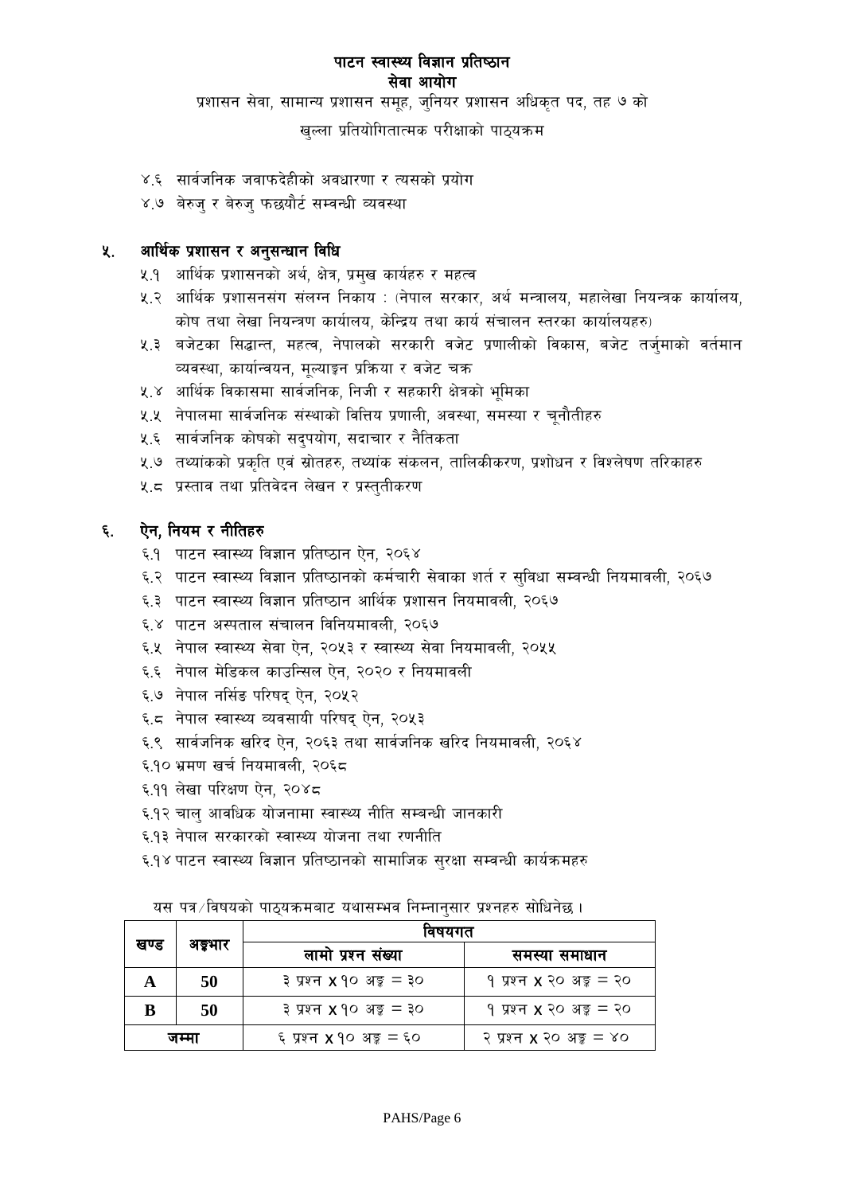# पाटन स्वास्थ्य विज्ञान प्रतिष्ठान

## सेवा आयोग

प्रशासन सेवा, सामान्य प्रशासन समूह, जुनियर प्रशासन अधिकृत पद, तह ७ को

खुल्ला प्रतियोगितात्मक परीक्षाको पाठ्यक्रम

४.६ सार्वजनिक जवाफदेहीको अवधारणा र त्यसको प्रयोग

४.७ बेरुजु र बेरुजु फछ्यौर्ट सम्बन्धी व्यवस्था

### ५. आर्थिक प्रशासन र अनुसन्धान विधि

५.१ आर्थिक प्रशासनको अर्थ, क्षेत्र, प्रमुख कार्यहरु र महत्व

५.२ आर्थिक प्रशासनसंग संलग्न निकाय : (नेपाल सरकार, अर्थ मन्त्रालय, महालेखा नियन्त्रक कार्यालय, कोष तथा लेखा नियन्त्रण कार्यालय, केन्द्रिय तथा कार्य संचालन स्तरका कार्यालयहरु)

५.३ बजेटका सिद्धान्त, महत्व, नेपालको सरकारी वजेट प्रणालीको विकास, बजेट तर्जुमाको वर्तमान व्यवस्था, कार्यान्वयन, मूल्याङ्कन प्रक्रिया र वजेट चक्र

५.४ आर्थिक विकासमा सार्वजनिक, निजी र सहकारी क्षेत्रको भूमिका

५.५ नेपालमा सार्वजनिक संस्थाको वित्तिय प्रणाली, अवस्था, समस्या र चूनौतीहरु

५.६ सार्वजनिक कोषको सदुपयोग, सदाचार र नैतिकता

५.७ तथ्यांकको प्रकृति एवं स्रोतहरु, तथ्यांक संकलन, तालिकीकरण, प्रशोधन र विश्लेषण तरिकाहरु

५.८ प्रस्ताव तथा प्रतिवेदन लेखन र प्रस्तुतीकरण

### ६. ऐन, नियम र नीतिहरु

६.१ पाटन स्वास्थ्य विज्ञान प्रतिष्ठान ऐन, २०६४

६.२ पाटन स्वास्थ्य विज्ञान प्रतिष्ठानको कर्मचारी सेवाका शर्त र सुविधा सम्बन्धी नियमावली, २०६७

६.३ पाटन स्वास्थ्य विज्ञान प्रतिष्ठान आर्थिक प्रशासन नियमावली, २०६७

६.४ पाटन अस्पताल संचालन विनियमावली, २०६७

६.५ नेपाल स्वास्थ्य सेवा ऐन, २०५३ र स्वास्थ्य सेवा नियमावली, २०५५

६.६ नेपाल मेडिकल काउन्सिल ऐन, २०२० र नियमावली

६.७ नेपाल नर्सिङ परिषद् ऐन, २०५२

६.८ नेपाल स्वास्थ्य व्यवसायी परिषद् ऐन, २०५३

६.९ सार्वजनिक खरिद ऐन, २०६३ तथा सार्वजनिक खरिद नियमावली, २०६४

६.१० भ्रमण खर्च नियमावली, २०६८

६.११ लेखा परिक्षण ऐन, २०४८

६.१२ चालु आवधिक योजनामा स्वास्थ्य नीति सम्बन्धी जानकारी

६.१३ नेपाल सरकारको स्वास्थ्य योजना तथा रणनीति

६.१४ पाटन स्वास्थ्य विज्ञान प्रतिष्ठानको सामाजिक सुरक्षा सम्बन्धी कार्यक्रमहरु

यस पत्र/विषयको पाठ्यक्रमबाट यथासम्भव निम्नानुसार प्रश्नहरु सोधिनेछ ।

| खण्ड | अङ्कभार | विषयगत | |
|---|---|---|---|
| | | लामो प्रश्न संख्या | समस्या समाधान |
| A | 50 | ३ प्रश्न x १० अङ्क = ३० | १ प्रश्न x २० अङ्क = २० |
| B | 50 | ३ प्रश्न x १० अङ्क = ३० | १ प्रश्न x २० अङ्क = २० |
| जम्मा | | ६ प्रश्न x १० अङ्क = ६० | २ प्रश्न x २० अङ्क = ४० |